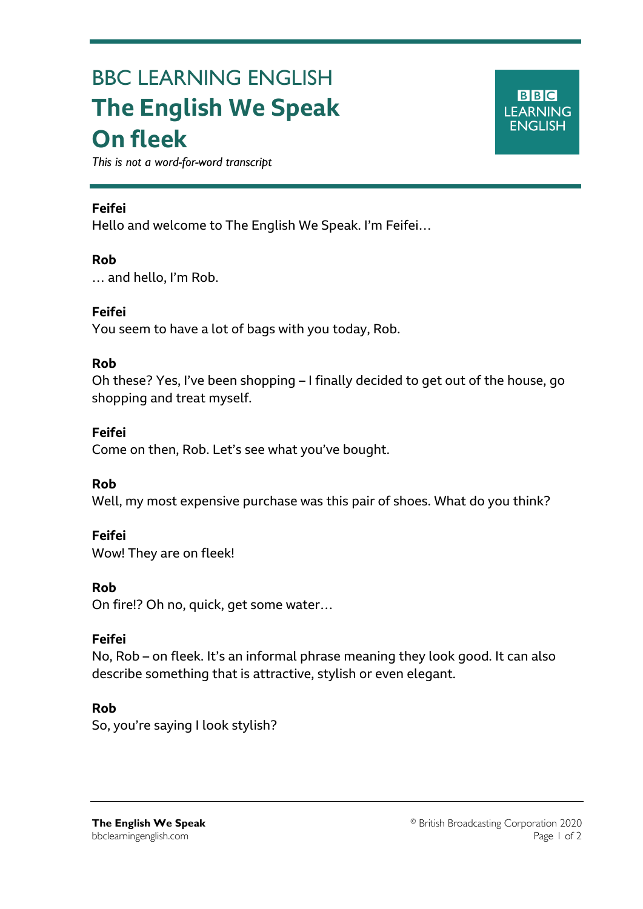# BBC LEARNING ENGLISH
# The English We Speak
# On fleek

*This is not a word-for-word transcript*

**Feifei**
Hello and welcome to The English We Speak. I'm Feifei…

**Rob**
… and hello, I'm Rob.

**Feifei**
You seem to have a lot of bags with you today, Rob.

**Rob**
Oh these? Yes, I've been shopping – I finally decided to get out of the house, go shopping and treat myself.

**Feifei**
Come on then, Rob. Let's see what you've bought.

**Rob**
Well, my most expensive purchase was this pair of shoes. What do you think?

**Feifei**
Wow! They are on fleek!

**Rob**
On fire!? Oh no, quick, get some water…

**Feifei**
No, Rob – on fleek. It's an informal phrase meaning they look good. It can also describe something that is attractive, stylish or even elegant.

**Rob**
So, you're saying I look stylish?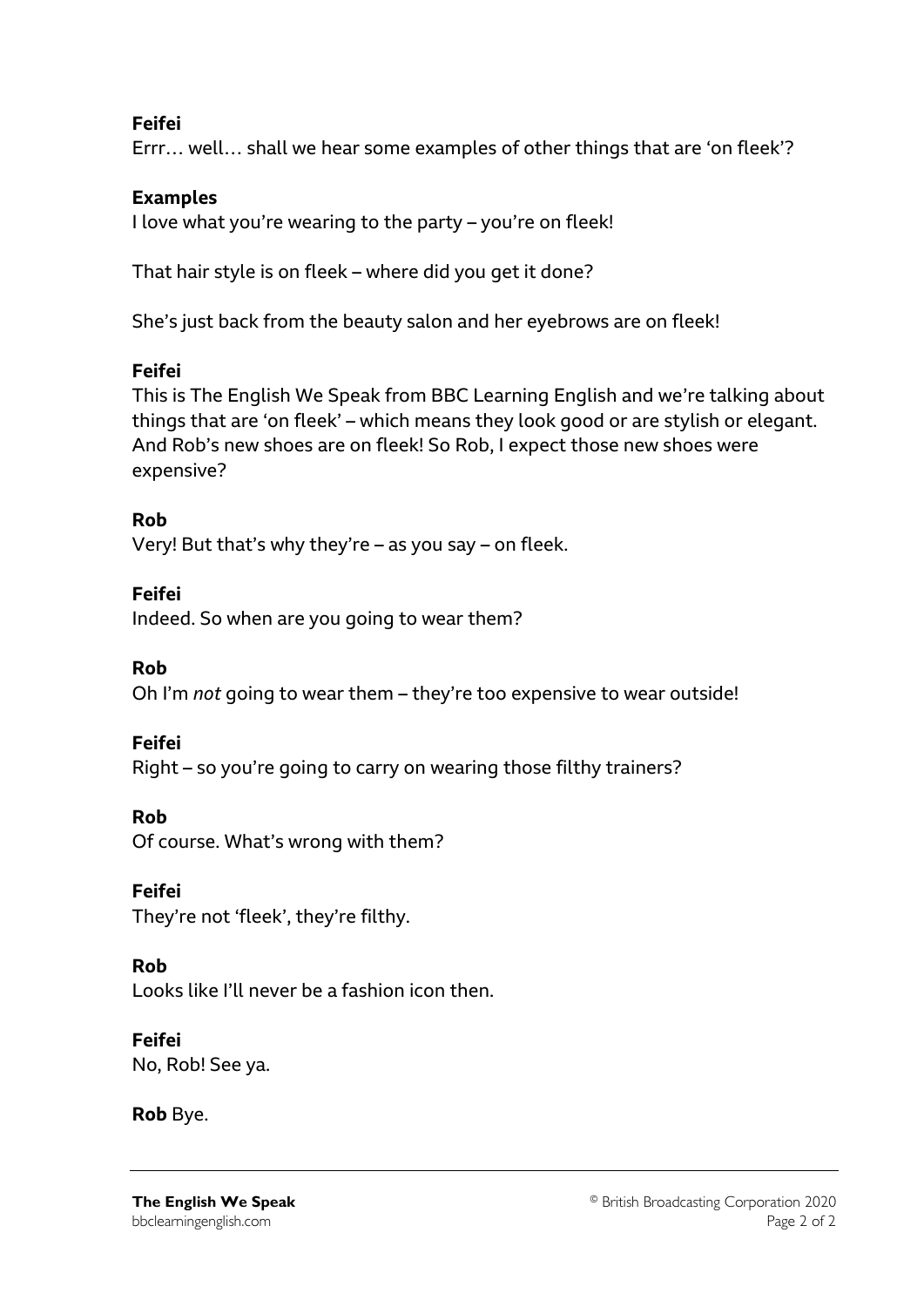**Feifei**
Errr… well… shall we hear some examples of other things that are 'on fleek'?

**Examples**
I love what you're wearing to the party – you're on fleek!

That hair style is on fleek – where did you get it done?

She's just back from the beauty salon and her eyebrows are on fleek!

**Feifei**
This is The English We Speak from BBC Learning English and we're talking about things that are 'on fleek' – which means they look good or are stylish or elegant. And Rob's new shoes are on fleek! So Rob, I expect those new shoes were expensive?

**Rob**
Very! But that's why they're – as you say – on fleek.

**Feifei**
Indeed. So when are you going to wear them?

**Rob**
Oh I'm *not* going to wear them – they're too expensive to wear outside!

**Feifei**
Right – so you're going to carry on wearing those filthy trainers?

**Rob**
Of course. What's wrong with them?

**Feifei**
They're not 'fleek', they're filthy.

**Rob**
Looks like I'll never be a fashion icon then.

**Feifei**
No, Rob! See ya.

**Rob** Bye.